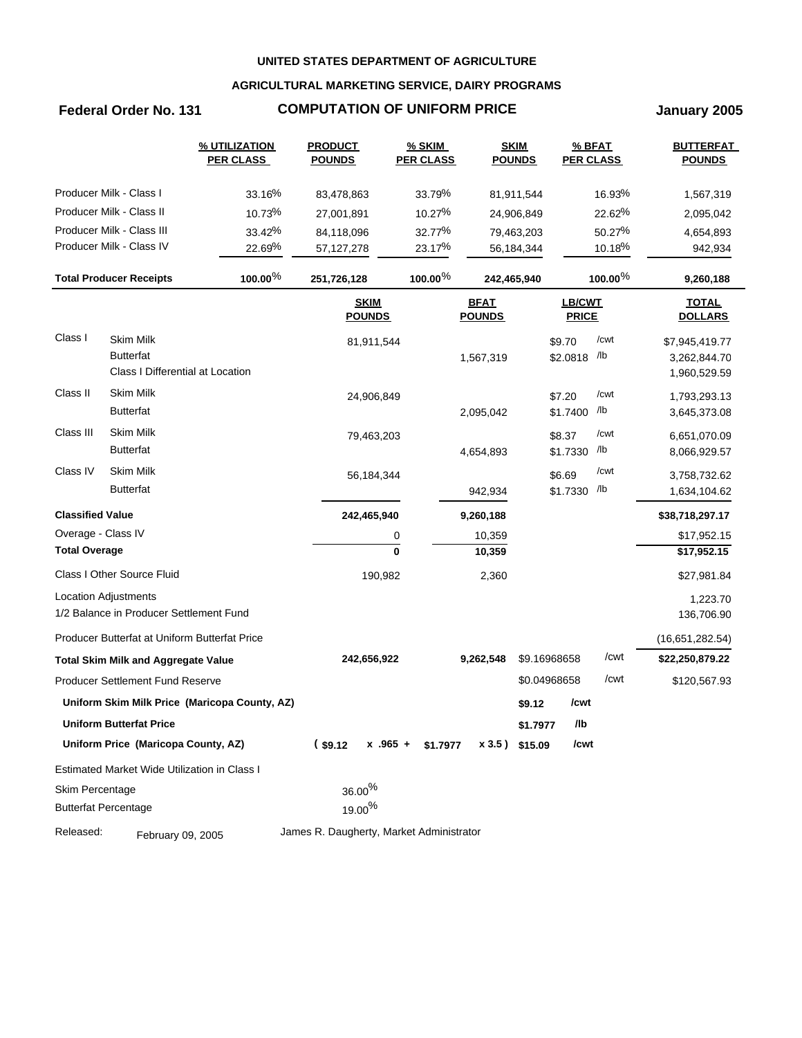**UNITED STATES DEPARTMENT OF AGRICULTURE**

**AGRICULTURAL MARKETING SERVICE, DAIRY PROGRAMS**

**Federal Order No. 131** — **COMPUTATION OF UNIFORM PRICE** — **January 2005**

| | % UTILIZATION PER CLASS | PRODUCT POUNDS | % SKIM PER CLASS | SKIM POUNDS | % BFAT PER CLASS | BUTTERFAT POUNDS |
|---|---|---|---|---|---|---|
| Producer Milk - Class I | 33.16% | 83,478,863 | 33.79% | 81,911,544 | 16.93% | 1,567,319 |
| Producer Milk - Class II | 10.73% | 27,001,891 | 10.27% | 24,906,849 | 22.62% | 2,095,042 |
| Producer Milk - Class III | 33.42% | 84,118,096 | 32.77% | 79,463,203 | 50.27% | 4,654,893 |
| Producer Milk - Class IV | 22.69% | 57,127,278 | 23.17% | 56,184,344 | 10.18% | 942,934 |
| **Total Producer Receipts** | **100.00%** | **251,726,128** | **100.00%** | **242,465,940** | **100.00%** | **9,260,188** |

| | | SKIM POUNDS | BFAT POUNDS | LB/CWT PRICE | TOTAL DOLLARS |
|---|---|---|---|---|---|
| Class I | Skim Milk | 81,911,544 | | $9.70 /cwt | $7,945,419.77 |
| | Butterfat | | 1,567,319 | $2.0818 /lb | 3,262,844.70 |
| | Class I Differential at Location | | | | 1,960,529.59 |
| Class II | Skim Milk | 24,906,849 | | $7.20 /cwt | 1,793,293.13 |
| | Butterfat | | 2,095,042 | $1.7400 /lb | 3,645,373.08 |
| Class III | Skim Milk | 79,463,203 | | $8.37 /cwt | 6,651,070.09 |
| | Butterfat | | 4,654,893 | $1.7330 /lb | 8,066,929.57 |
| Class IV | Skim Milk | 56,184,344 | | $6.69 /cwt | 3,758,732.62 |
| | Butterfat | | 942,934 | $1.7330 /lb | 1,634,104.62 |
| **Classified Value** | | **242,465,940** | **9,260,188** | | **$38,718,297.17** |
| Overage - Class IV | | 0 | 10,359 | | $17,952.15 |
| **Total Overage** | | **0** | **10,359** | | **$17,952.15** |
| Class I Other Source Fluid | | 190,982 | 2,360 | | $27,981.84 |
| Location Adjustments | | | | | 1,223.70 |
| 1/2 Balance in Producer Settlement Fund | | | | | 136,706.90 |
| Producer Butterfat at Uniform Butterfat Price | | | | | (16,651,282.54) |
| **Total Skim Milk and Aggregate Value** | | **242,656,922** | **9,262,548** | $9.16968658 /cwt | **$22,250,879.22** |
| Producer Settlement Fund Reserve | | | | $0.04968658 /cwt | $120,567.93 |
| **Uniform Skim Milk Price (Maricopa County, AZ)** | | | | **$9.12 /cwt** | |
| **Uniform Butterfat Price** | | | | **$1.7977 /lb** | |
| **Uniform Price (Maricopa County, AZ)** | | **( $9.12 x .965 +** | **$1.7977 x 3.5 )** | **$15.09 /cwt** | |

Estimated Market Wide Utilization in Class I

| | |
|---|---|
| Skim Percentage | 36.00% |
| Butterfat Percentage | 19.00% |

Released: February 09, 2005 — James R. Daugherty, Market Administrator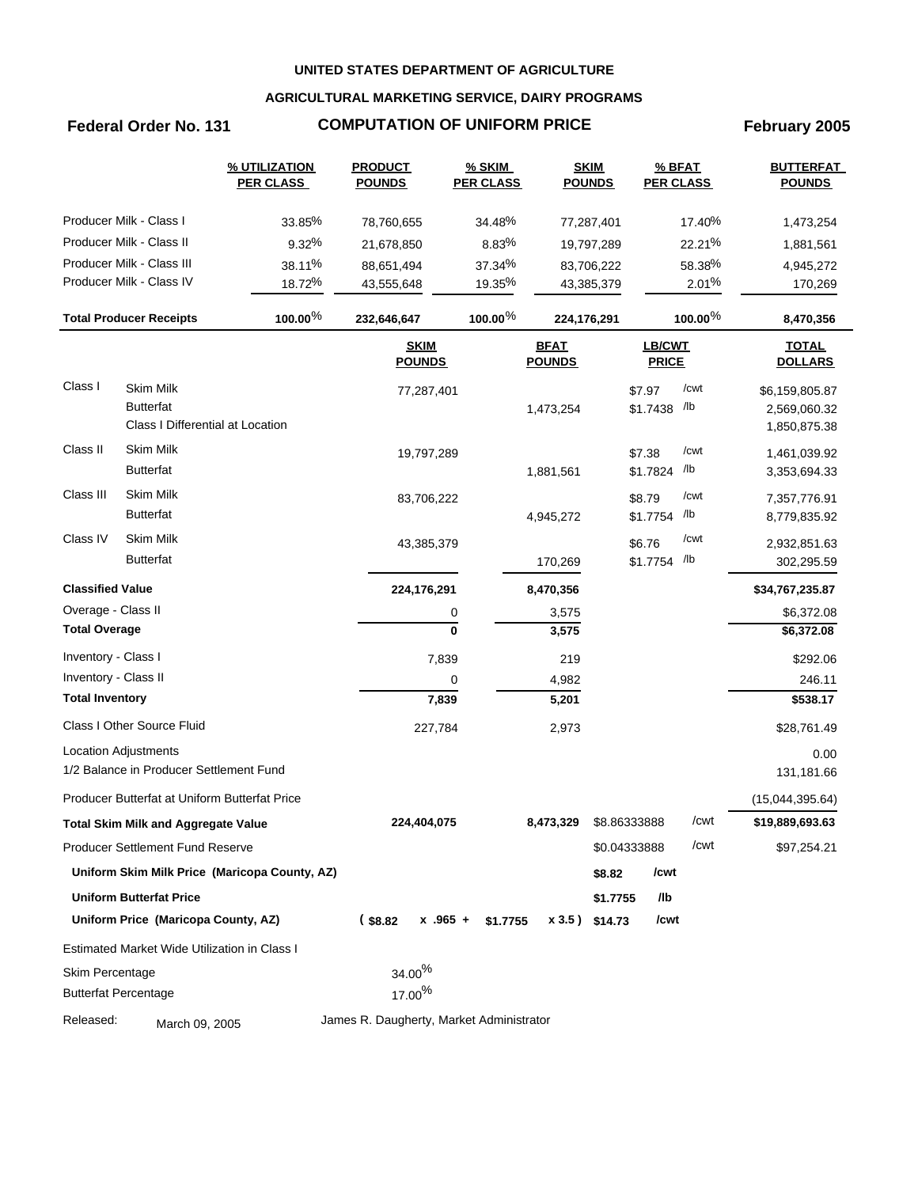UNITED STATES DEPARTMENT OF AGRICULTURE

AGRICULTURAL MARKETING SERVICE, DAIRY PROGRAMS

**Federal Order No. 131** — **COMPUTATION OF UNIFORM PRICE** — **February 2005**

| | % UTILIZATION PER CLASS | PRODUCT POUNDS | % SKIM PER CLASS | SKIM POUNDS | % BFAT PER CLASS | BUTTERFAT POUNDS |
|---|---|---|---|---|---|---|
| Producer Milk - Class I | 33.85% | 78,760,655 | 34.48% | 77,287,401 | 17.40% | 1,473,254 |
| Producer Milk - Class II | 9.32% | 21,678,850 | 8.83% | 19,797,289 | 22.21% | 1,881,561 |
| Producer Milk - Class III | 38.11% | 88,651,494 | 37.34% | 83,706,222 | 58.38% | 4,945,272 |
| Producer Milk - Class IV | 18.72% | 43,555,648 | 19.35% | 43,385,379 | 2.01% | 170,269 |
| **Total Producer Receipts** | **100.00%** | **232,646,647** | **100.00%** | **224,176,291** | **100.00%** | **8,470,356** |

| | | SKIM POUNDS | BFAT POUNDS | LB/CWT PRICE | | TOTAL DOLLARS |
|---|---|---|---|---|---|---|
| Class I | Skim Milk | 77,287,401 | | $7.97 | /cwt | $6,159,805.87 |
| | Butterfat | | 1,473,254 | $1.7438 | /lb | 2,569,060.32 |
| | Class I Differential at Location | | | | | 1,850,875.38 |
| Class II | Skim Milk | 19,797,289 | | $7.38 | /cwt | 1,461,039.92 |
| | Butterfat | | 1,881,561 | $1.7824 | /lb | 3,353,694.33 |
| Class III | Skim Milk | 83,706,222 | | $8.79 | /cwt | 7,357,776.91 |
| | Butterfat | | 4,945,272 | $1.7754 | /lb | 8,779,835.92 |
| Class IV | Skim Milk | 43,385,379 | | $6.76 | /cwt | 2,932,851.63 |
| | Butterfat | | 170,269 | $1.7754 | /lb | 302,295.59 |
| **Classified Value** | | **224,176,291** | **8,470,356** | | | **$34,767,235.87** |
| Overage - Class II | | 0 | 3,575 | | | $6,372.08 |
| **Total Overage** | | **0** | **3,575** | | | **$6,372.08** |
| Inventory - Class I | | 7,839 | 219 | | | $292.06 |
| Inventory - Class II | | 0 | 4,982 | | | 246.11 |
| **Total Inventory** | | **7,839** | **5,201** | | | **$538.17** |
| Class I Other Source Fluid | | 227,784 | 2,973 | | | $28,761.49 |
| Location Adjustments | | | | | | 0.00 |
| 1/2 Balance in Producer Settlement Fund | | | | | | 131,181.66 |
| Producer Butterfat at Uniform Butterfat Price | | | | | | (15,044,395.64) |
| **Total Skim Milk and Aggregate Value** | | **224,404,075** | **8,473,329** | $8.86333888 | /cwt | **$19,889,693.63** |
| Producer Settlement Fund Reserve | | | | $0.04333888 | /cwt | $97,254.21 |
| **Uniform Skim Milk Price (Maricopa County, AZ)** | | | | **$8.82** | **/cwt** | |
| **Uniform Butterfat Price** | | | | **$1.7755** | **/lb** | |
| **Uniform Price (Maricopa County, AZ)** | | **( $8.82 x .965 +** | **$1.7755 x 3.5 )** | **$14.73** | **/cwt** | |

Estimated Market Wide Utilization in Class I

Skim Percentage: 34.00%

Butterfat Percentage: 17.00%

Released: March 09, 2005

James R. Daugherty, Market Administrator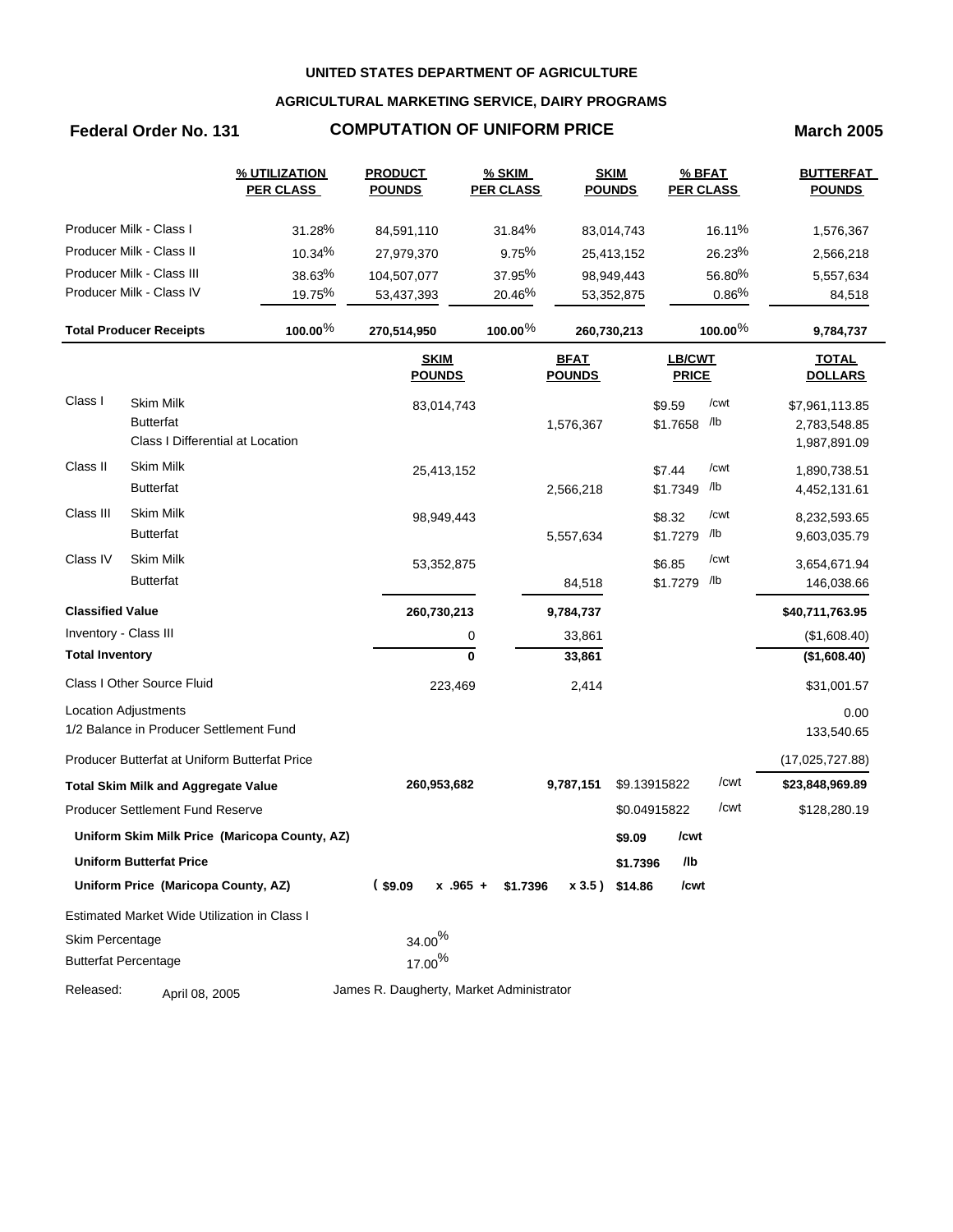UNITED STATES DEPARTMENT OF AGRICULTURE

AGRICULTURAL MARKETING SERVICE, DAIRY PROGRAMS

**Federal Order No. 131** | **COMPUTATION OF UNIFORM PRICE** | **March 2005**

| | % UTILIZATION PER CLASS | PRODUCT POUNDS | % SKIM PER CLASS | SKIM POUNDS | % BFAT PER CLASS | BUTTERFAT POUNDS |
|---|---|---|---|---|---|---|
| Producer Milk - Class I | 31.28% | 84,591,110 | 31.84% | 83,014,743 | 16.11% | 1,576,367 |
| Producer Milk - Class II | 10.34% | 27,979,370 | 9.75% | 25,413,152 | 26.23% | 2,566,218 |
| Producer Milk - Class III | 38.63% | 104,507,077 | 37.95% | 98,949,443 | 56.80% | 5,557,634 |
| Producer Milk - Class IV | 19.75% | 53,437,393 | 20.46% | 53,352,875 | 0.86% | 84,518 |
| **Total Producer Receipts** | **100.00%** | **270,514,950** | **100.00%** | **260,730,213** | **100.00%** | **9,784,737** |

| | | SKIM POUNDS | BFAT POUNDS | LB/CWT PRICE | TOTAL DOLLARS |
|---|---|---|---|---|---|
| Class I | Skim Milk | 83,014,743 | | $9.59 /cwt | $7,961,113.85 |
| | Butterfat | | 1,576,367 | $1.7658 /lb | 2,783,548.85 |
| | Class I Differential at Location | | | | 1,987,891.09 |
| Class II | Skim Milk | 25,413,152 | | $7.44 /cwt | 1,890,738.51 |
| | Butterfat | | 2,566,218 | $1.7349 /lb | 4,452,131.61 |
| Class III | Skim Milk | 98,949,443 | | $8.32 /cwt | 8,232,593.65 |
| | Butterfat | | 5,557,634 | $1.7279 /lb | 9,603,035.79 |
| Class IV | Skim Milk | 53,352,875 | | $6.85 /cwt | 3,654,671.94 |
| | Butterfat | | 84,518 | $1.7279 /lb | 146,038.66 |
| **Classified Value** | | **260,730,213** | **9,784,737** | | **$40,711,763.95** |
| Inventory - Class III | | 0 | 33,861 | | ($1,608.40) |
| **Total Inventory** | | **0** | **33,861** | | **($1,608.40)** |
| Class I Other Source Fluid | | 223,469 | 2,414 | | $31,001.57 |
| Location Adjustments | | | | | 0.00 |
| 1/2 Balance in Producer Settlement Fund | | | | | 133,540.65 |
| Producer Butterfat at Uniform Butterfat Price | | | | | (17,025,727.88) |
| **Total Skim Milk and Aggregate Value** | | **260,953,682** | **9,787,151** | $9.13915822 /cwt | **$23,848,969.89** |
| Producer Settlement Fund Reserve | | | | $0.04915822 /cwt | $128,280.19 |
| **Uniform Skim Milk Price (Maricopa County, AZ)** | | | | **$9.09 /cwt** | |
| **Uniform Butterfat Price** | | | | **$1.7396 /lb** | |
| **Uniform Price (Maricopa County, AZ)** | | **( $9.09 x .965 +** | **$1.7396 x 3.5 )** | **$14.86 /cwt** | |

Estimated Market Wide Utilization in Class I

Skim Percentage: 34.00%

Butterfat Percentage: 17.00%

Released: April 08, 2005 — James R. Daugherty, Market Administrator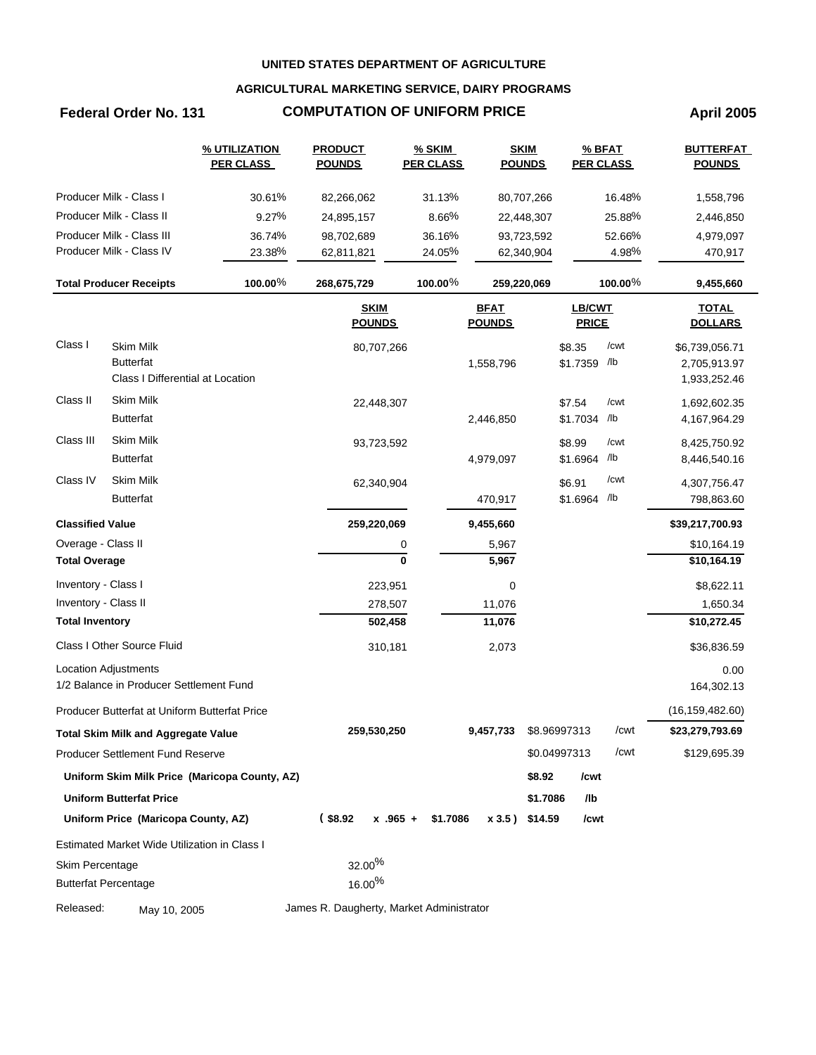**UNITED STATES DEPARTMENT OF AGRICULTURE**

**AGRICULTURAL MARKETING SERVICE, DAIRY PROGRAMS**

**Federal Order No. 131** — **COMPUTATION OF UNIFORM PRICE** — **April 2005**

| | % UTILIZATION PER CLASS | PRODUCT POUNDS | % SKIM PER CLASS | SKIM POUNDS | % BFAT PER CLASS | BUTTERFAT POUNDS |
|---|---|---|---|---|---|---|
| Producer Milk - Class I | 30.61% | 82,266,062 | 31.13% | 80,707,266 | 16.48% | 1,558,796 |
| Producer Milk - Class II | 9.27% | 24,895,157 | 8.66% | 22,448,307 | 25.88% | 2,446,850 |
| Producer Milk - Class III | 36.74% | 98,702,689 | 36.16% | 93,723,592 | 52.66% | 4,979,097 |
| Producer Milk - Class IV | 23.38% | 62,811,821 | 24.05% | 62,340,904 | 4.98% | 470,917 |
| **Total Producer Receipts** | **100.00%** | **268,675,729** | **100.00%** | **259,220,069** | **100.00%** | **9,455,660** |

| | | SKIM POUNDS | BFAT POUNDS | LB/CWT PRICE | | TOTAL DOLLARS |
|---|---|---|---|---|---|---|
| Class I | Skim Milk | 80,707,266 | | $8.35 | /cwt | $6,739,056.71 |
| | Butterfat | | 1,558,796 | $1.7359 | /lb | 2,705,913.97 |
| | Class I Differential at Location | | | | | 1,933,252.46 |
| Class II | Skim Milk | 22,448,307 | | $7.54 | /cwt | 1,692,602.35 |
| | Butterfat | | 2,446,850 | $1.7034 | /lb | 4,167,964.29 |
| Class III | Skim Milk | 93,723,592 | | $8.99 | /cwt | 8,425,750.92 |
| | Butterfat | | 4,979,097 | $1.6964 | /lb | 8,446,540.16 |
| Class IV | Skim Milk | 62,340,904 | | $6.91 | /cwt | 4,307,756.47 |
| | Butterfat | | 470,917 | $1.6964 | /lb | 798,863.60 |
| **Classified Value** | | **259,220,069** | **9,455,660** | | | **$39,217,700.93** |
| Overage - Class II | | 0 | 5,967 | | | $10,164.19 |
| **Total Overage** | | **0** | **5,967** | | | **$10,164.19** |
| Inventory - Class I | | 223,951 | 0 | | | $8,622.11 |
| Inventory - Class II | | 278,507 | 11,076 | | | 1,650.34 |
| **Total Inventory** | | **502,458** | **11,076** | | | **$10,272.45** |
| Class I Other Source Fluid | | 310,181 | 2,073 | | | $36,836.59 |
| Location Adjustments | | | | | | 0.00 |
| 1/2 Balance in Producer Settlement Fund | | | | | | 164,302.13 |
| Producer Butterfat at Uniform Butterfat Price | | | | | | (16,159,482.60) |
| **Total Skim Milk and Aggregate Value** | | **259,530,250** | **9,457,733** | $8.96997313 | /cwt | **$23,279,793.69** |
| Producer Settlement Fund Reserve | | | | $0.04997313 | /cwt | $129,695.39 |
| **Uniform Skim Milk Price (Maricopa County, AZ)** | | | | **$8.92** | **/cwt** | |
| **Uniform Butterfat Price** | | | | **$1.7086** | **/lb** | |
| **Uniform Price (Maricopa County, AZ)** | | **( $8.92 x .965 +** | **$1.7086 x 3.5 )** | **$14.59** | **/cwt** | |

Estimated Market Wide Utilization in Class I

Skim Percentage: 32.00%

Butterfat Percentage: 16.00%

Released: May 10, 2005 — James R. Daugherty, Market Administrator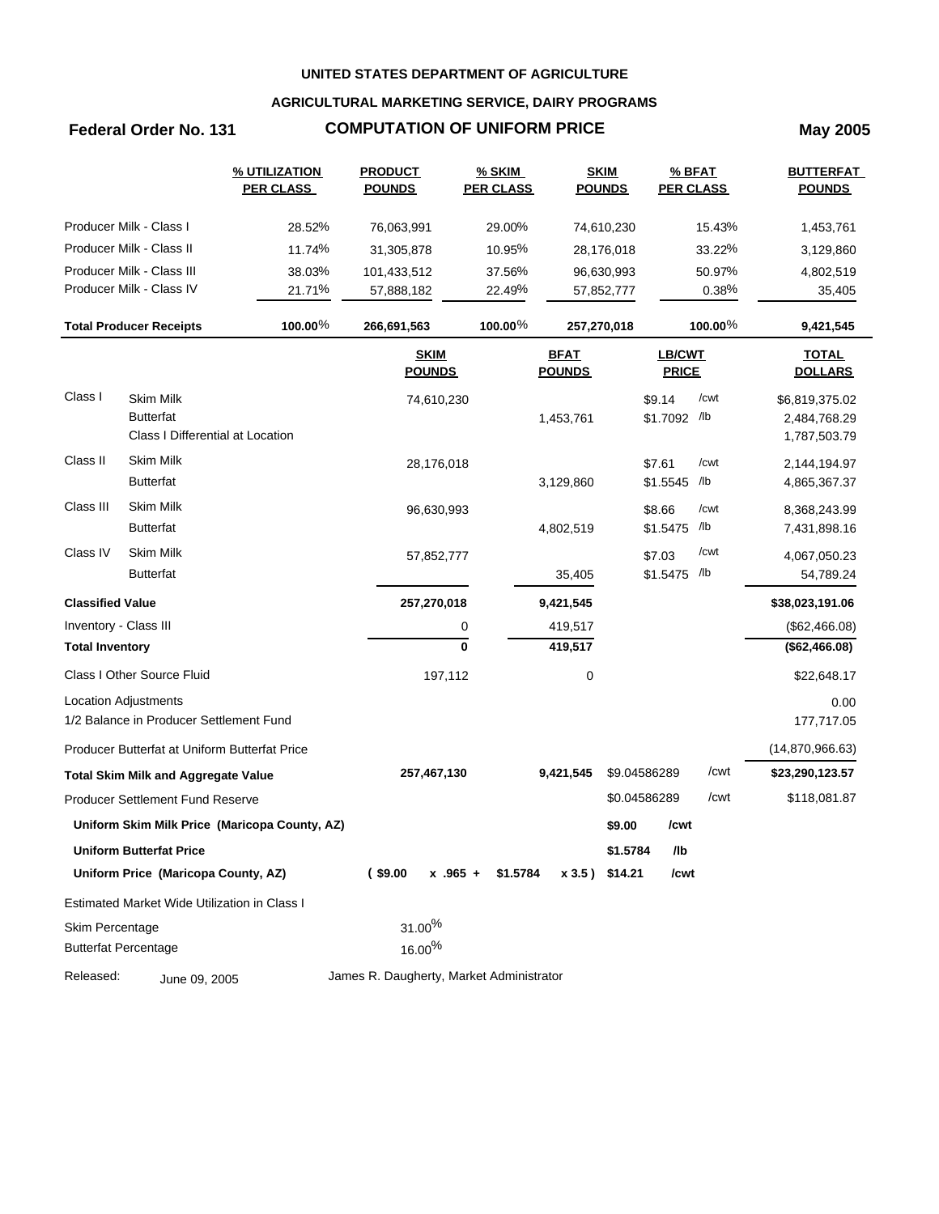**UNITED STATES DEPARTMENT OF AGRICULTURE**

**AGRICULTURAL MARKETING SERVICE, DAIRY PROGRAMS**

**Federal Order No. 131** | **COMPUTATION OF UNIFORM PRICE** | **May 2005**

| | % UTILIZATION PER CLASS | PRODUCT POUNDS | % SKIM PER CLASS | SKIM POUNDS | % BFAT PER CLASS | BUTTERFAT POUNDS |
|---|---|---|---|---|---|---|
| Producer Milk - Class I | 28.52% | 76,063,991 | 29.00% | 74,610,230 | 15.43% | 1,453,761 |
| Producer Milk - Class II | 11.74% | 31,305,878 | 10.95% | 28,176,018 | 33.22% | 3,129,860 |
| Producer Milk - Class III | 38.03% | 101,433,512 | 37.56% | 96,630,993 | 50.97% | 4,802,519 |
| Producer Milk - Class IV | 21.71% | 57,888,182 | 22.49% | 57,852,777 | 0.38% | 35,405 |
| **Total Producer Receipts** | **100.00%** | **266,691,563** | **100.00%** | **257,270,018** | **100.00%** | **9,421,545** |

| | | SKIM POUNDS | BFAT POUNDS | LB/CWT PRICE | | TOTAL DOLLARS |
|---|---|---|---|---|---|---|
| Class I | Skim Milk | 74,610,230 | | $9.14 | /cwt | $6,819,375.02 |
| | Butterfat | | 1,453,761 | $1.7092 | /lb | 2,484,768.29 |
| | Class I Differential at Location | | | | | 1,787,503.79 |
| Class II | Skim Milk | 28,176,018 | | $7.61 | /cwt | 2,144,194.97 |
| | Butterfat | | 3,129,860 | $1.5545 | /lb | 4,865,367.37 |
| Class III | Skim Milk | 96,630,993 | | $8.66 | /cwt | 8,368,243.99 |
| | Butterfat | | 4,802,519 | $1.5475 | /lb | 7,431,898.16 |
| Class IV | Skim Milk | 57,852,777 | | $7.03 | /cwt | 4,067,050.23 |
| | Butterfat | | 35,405 | $1.5475 | /lb | 54,789.24 |
| **Classified Value** | | **257,270,018** | **9,421,545** | | | **$38,023,191.06** |
| Inventory - Class III | | 0 | 419,517 | | | ($62,466.08) |
| **Total Inventory** | | **0** | **419,517** | | | **($62,466.08)** |
| Class I Other Source Fluid | | 197,112 | 0 | | | $22,648.17 |
| Location Adjustments | | | | | | 0.00 |
| 1/2 Balance in Producer Settlement Fund | | | | | | 177,717.05 |
| Producer Butterfat at Uniform Butterfat Price | | | | | | (14,870,966.63) |
| **Total Skim Milk and Aggregate Value** | | **257,467,130** | **9,421,545** | $9.04586289 | /cwt | **$23,290,123.57** |
| Producer Settlement Fund Reserve | | | | $0.04586289 | /cwt | $118,081.87 |
| **Uniform Skim Milk Price (Maricopa County, AZ)** | | | | **$9.00** | **/cwt** | |
| **Uniform Butterfat Price** | | | | **$1.5784** | **/lb** | |
| **Uniform Price (Maricopa County, AZ)** | | **( $9.00 x .965 +** | **$1.5784 x 3.5 )** | **$14.21** | **/cwt** | |

Estimated Market Wide Utilization in Class I

| | |
|---|---|
| Skim Percentage | 31.00% |
| Butterfat Percentage | 16.00% |

Released: June 09, 2005 — James R. Daugherty, Market Administrator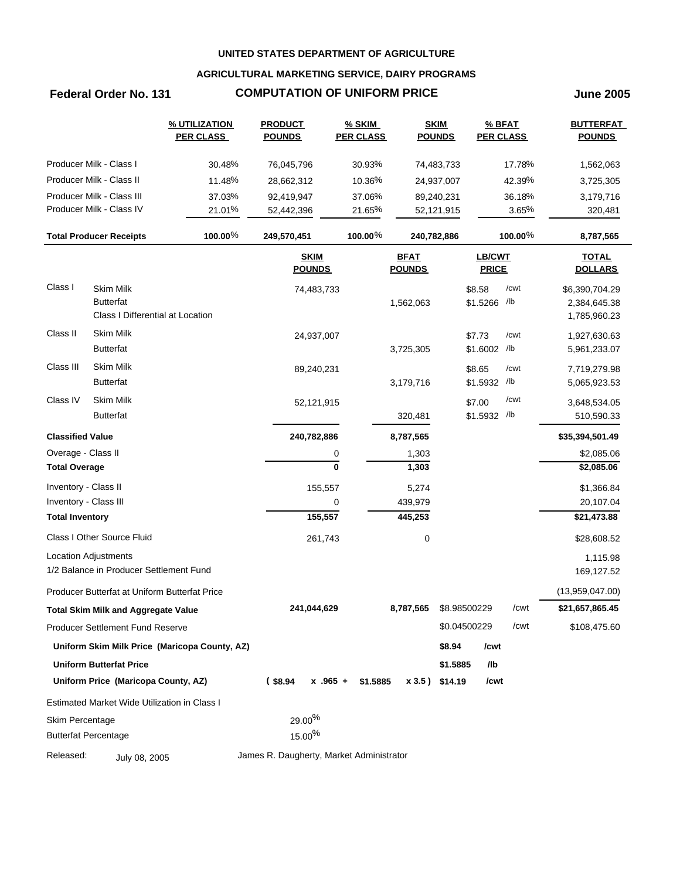**UNITED STATES DEPARTMENT OF AGRICULTURE**

**AGRICULTURAL MARKETING SERVICE, DAIRY PROGRAMS**

**Federal Order No. 131** | **COMPUTATION OF UNIFORM PRICE** | **June 2005**

| | % UTILIZATION PER CLASS | PRODUCT POUNDS | % SKIM PER CLASS | SKIM POUNDS | % BFAT PER CLASS | BUTTERFAT POUNDS |
|---|---|---|---|---|---|---|
| Producer Milk - Class I | 30.48% | 76,045,796 | 30.93% | 74,483,733 | 17.78% | 1,562,063 |
| Producer Milk - Class II | 11.48% | 28,662,312 | 10.36% | 24,937,007 | 42.39% | 3,725,305 |
| Producer Milk - Class III | 37.03% | 92,419,947 | 37.06% | 89,240,231 | 36.18% | 3,179,716 |
| Producer Milk - Class IV | 21.01% | 52,442,396 | 21.65% | 52,121,915 | 3.65% | 320,481 |
| **Total Producer Receipts** | **100.00%** | **249,570,451** | **100.00%** | **240,782,886** | **100.00%** | **8,787,565** |

| | | SKIM POUNDS | BFAT POUNDS | LB/CWT PRICE | | TOTAL DOLLARS |
|---|---|---|---|---|---|---|
| Class I | Skim Milk | 74,483,733 | | $8.58 | /cwt | $6,390,704.29 |
| | Butterfat | | 1,562,063 | $1.5266 | /lb | 2,384,645.38 |
| | Class I Differential at Location | | | | | 1,785,960.23 |
| Class II | Skim Milk | 24,937,007 | | $7.73 | /cwt | 1,927,630.63 |
| | Butterfat | | 3,725,305 | $1.6002 | /lb | 5,961,233.07 |
| Class III | Skim Milk | 89,240,231 | | $8.65 | /cwt | 7,719,279.98 |
| | Butterfat | | 3,179,716 | $1.5932 | /lb | 5,065,923.53 |
| Class IV | Skim Milk | 52,121,915 | | $7.00 | /cwt | 3,648,534.05 |
| | Butterfat | | 320,481 | $1.5932 | /lb | 510,590.33 |
| **Classified Value** | | **240,782,886** | **8,787,565** | | | **$35,394,501.49** |
| Overage - Class II | | 0 | 1,303 | | | $2,085.06 |
| **Total Overage** | | **0** | **1,303** | | | **$2,085.06** |
| Inventory - Class II | | 155,557 | 5,274 | | | $1,366.84 |
| Inventory - Class III | | 0 | 439,979 | | | 20,107.04 |
| **Total Inventory** | | **155,557** | **445,253** | | | **$21,473.88** |
| Class I Other Source Fluid | | 261,743 | 0 | | | $28,608.52 |
| Location Adjustments | | | | | | 1,115.98 |
| 1/2 Balance in Producer Settlement Fund | | | | | | 169,127.52 |
| Producer Butterfat at Uniform Butterfat Price | | | | | | (13,959,047.00) |
| **Total Skim Milk and Aggregate Value** | | **241,044,629** | **8,787,565** | $8.98500229 | /cwt | **$21,657,865.45** |
| Producer Settlement Fund Reserve | | | | $0.04500229 | /cwt | $108,475.60 |
| **Uniform Skim Milk Price (Maricopa County, AZ)** | | | | **$8.94** | **/cwt** | |
| **Uniform Butterfat Price** | | | | **$1.5885** | **/lb** | |
| **Uniform Price (Maricopa County, AZ)** | | **( $8.94 x .965 +** | **$1.5885 x 3.5 )** | **$14.19** | **/cwt** | |

Estimated Market Wide Utilization in Class I

| | |
|---|---|
| Skim Percentage | 29.00% |
| Butterfat Percentage | 15.00% |

Released: July 08, 2005

James R. Daugherty, Market Administrator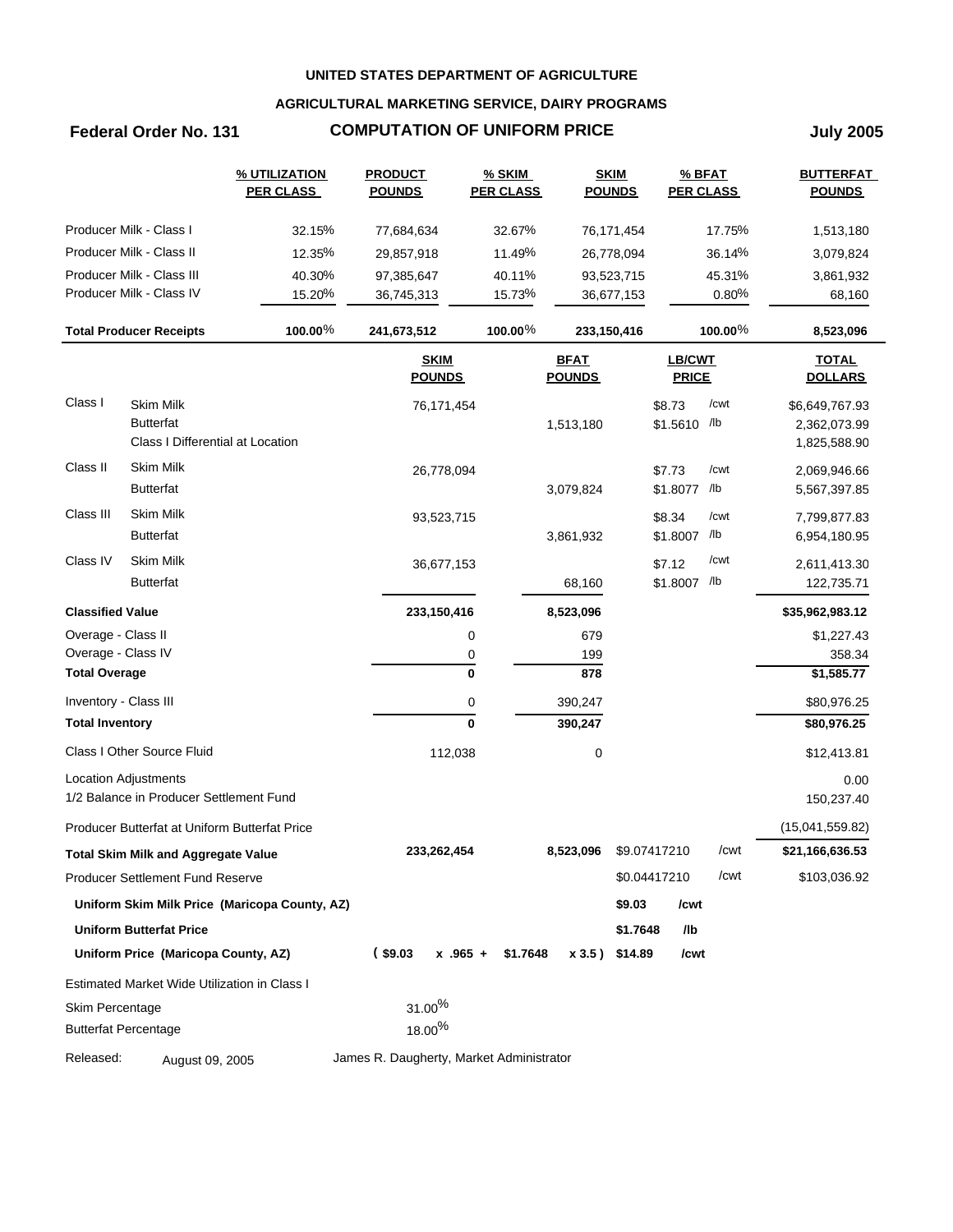**UNITED STATES DEPARTMENT OF AGRICULTURE**

**AGRICULTURAL MARKETING SERVICE, DAIRY PROGRAMS**

**Federal Order No. 131** | **COMPUTATION OF UNIFORM PRICE** | **July 2005**

| | % UTILIZATION PER CLASS | PRODUCT POUNDS | % SKIM PER CLASS | SKIM POUNDS | % BFAT PER CLASS | BUTTERFAT POUNDS |
|---|---|---|---|---|---|---|
| Producer Milk - Class I | 32.15% | 77,684,634 | 32.67% | 76,171,454 | 17.75% | 1,513,180 |
| Producer Milk - Class II | 12.35% | 29,857,918 | 11.49% | 26,778,094 | 36.14% | 3,079,824 |
| Producer Milk - Class III | 40.30% | 97,385,647 | 40.11% | 93,523,715 | 45.31% | 3,861,932 |
| Producer Milk - Class IV | 15.20% | 36,745,313 | 15.73% | 36,677,153 | 0.80% | 68,160 |
| **Total Producer Receipts** | **100.00%** | **241,673,512** | **100.00%** | **233,150,416** | **100.00%** | **8,523,096** |

| | | SKIM POUNDS | BFAT POUNDS | LB/CWT PRICE | | TOTAL DOLLARS |
|---|---|---|---|---|---|---|
| Class I | Skim Milk | 76,171,454 | | $8.73 | /cwt | $6,649,767.93 |
| | Butterfat | | 1,513,180 | $1.5610 | /lb | 2,362,073.99 |
| | Class I Differential at Location | | | | | 1,825,588.90 |
| Class II | Skim Milk | 26,778,094 | | $7.73 | /cwt | 2,069,946.66 |
| | Butterfat | | 3,079,824 | $1.8077 | /lb | 5,567,397.85 |
| Class III | Skim Milk | 93,523,715 | | $8.34 | /cwt | 7,799,877.83 |
| | Butterfat | | 3,861,932 | $1.8007 | /lb | 6,954,180.95 |
| Class IV | Skim Milk | 36,677,153 | | $7.12 | /cwt | 2,611,413.30 |
| | Butterfat | | 68,160 | $1.8007 | /lb | 122,735.71 |
| **Classified Value** | | **233,150,416** | **8,523,096** | | | **$35,962,983.12** |
| Overage - Class II | | 0 | 679 | | | $1,227.43 |
| Overage - Class IV | | 0 | 199 | | | 358.34 |
| **Total Overage** | | **0** | **878** | | | **$1,585.77** |
| Inventory - Class III | | 0 | 390,247 | | | $80,976.25 |
| **Total Inventory** | | **0** | **390,247** | | | **$80,976.25** |
| Class I Other Source Fluid | | 112,038 | 0 | | | $12,413.81 |
| Location Adjustments | | | | | | 0.00 |
| 1/2 Balance in Producer Settlement Fund | | | | | | 150,237.40 |
| Producer Butterfat at Uniform Butterfat Price | | | | | | (15,041,559.82) |
| **Total Skim Milk and Aggregate Value** | | **233,262,454** | **8,523,096** | $9.07417210 | /cwt | **$21,166,636.53** |
| Producer Settlement Fund Reserve | | | | $0.04417210 | /cwt | $103,036.92 |
| **Uniform Skim Milk Price (Maricopa County, AZ)** | | | | **$9.03** | **/cwt** | |
| **Uniform Butterfat Price** | | | | **$1.7648** | **/lb** | |
| **Uniform Price (Maricopa County, AZ)** | | **( $9.03 x .965 +** | **$1.7648 x 3.5 )** | **$14.89** | **/cwt** | |

Estimated Market Wide Utilization in Class I

| | |
|---|---|
| Skim Percentage | 31.00% |
| Butterfat Percentage | 18.00% |

Released: August 09, 2005 — James R. Daugherty, Market Administrator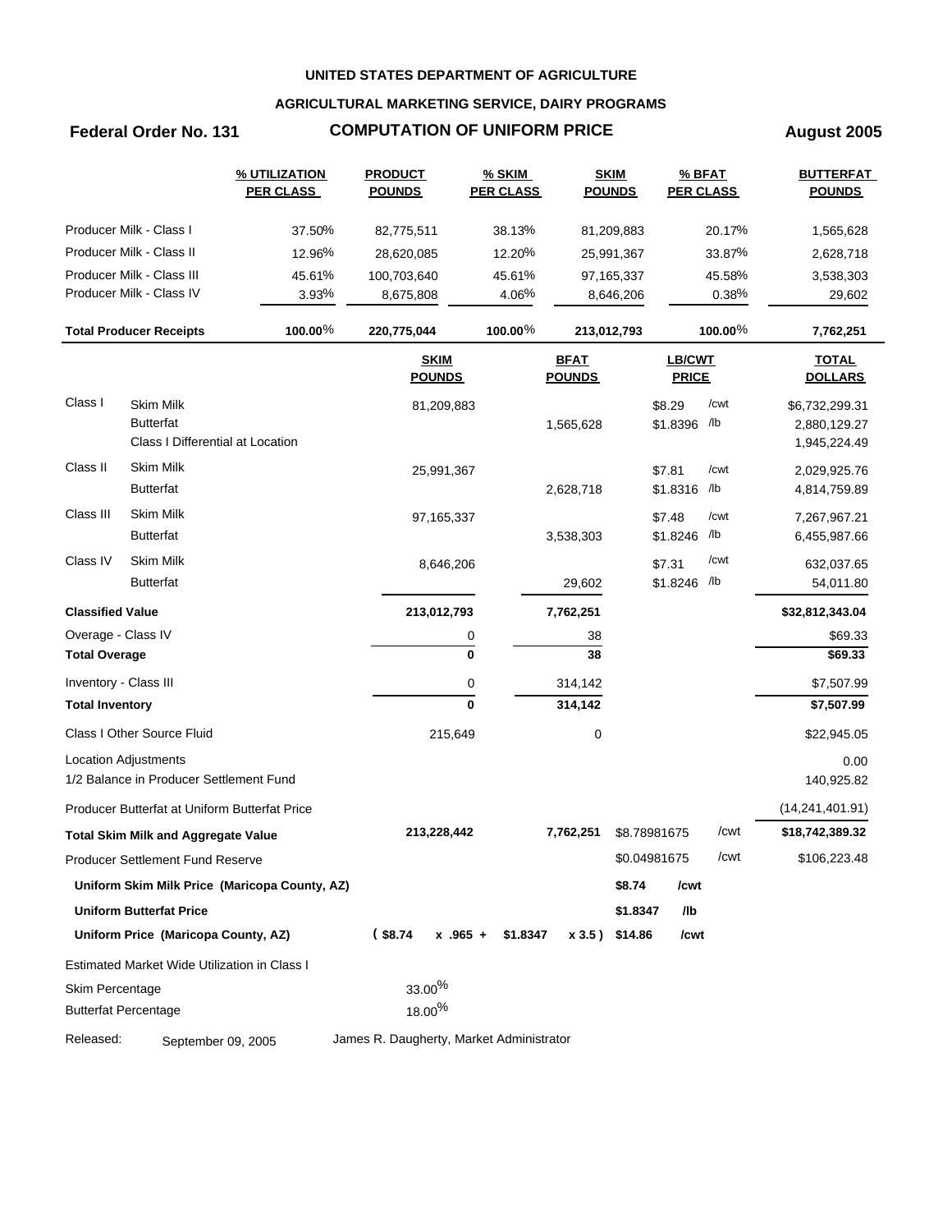**UNITED STATES DEPARTMENT OF AGRICULTURE**

**AGRICULTURAL MARKETING SERVICE, DAIRY PROGRAMS**

**Federal Order No. 131** **COMPUTATION OF UNIFORM PRICE** **August 2005**

| | % UTILIZATION PER CLASS | PRODUCT POUNDS | % SKIM PER CLASS | SKIM POUNDS | % BFAT PER CLASS | BUTTERFAT POUNDS |
|---|---|---|---|---|---|---|
| Producer Milk - Class I | 37.50% | 82,775,511 | 38.13% | 81,209,883 | 20.17% | 1,565,628 |
| Producer Milk - Class II | 12.96% | 28,620,085 | 12.20% | 25,991,367 | 33.87% | 2,628,718 |
| Producer Milk - Class III | 45.61% | 100,703,640 | 45.61% | 97,165,337 | 45.58% | 3,538,303 |
| Producer Milk - Class IV | 3.93% | 8,675,808 | 4.06% | 8,646,206 | 0.38% | 29,602 |
| **Total Producer Receipts** | **100.00%** | **220,775,044** | **100.00%** | **213,012,793** | **100.00%** | **7,762,251** |

| | | SKIM POUNDS | BFAT POUNDS | LB/CWT PRICE | TOTAL DOLLARS |
|---|---|---|---|---|---|
| Class I | Skim Milk | 81,209,883 | | $8.29 /cwt | $6,732,299.31 |
| | Butterfat | | 1,565,628 | $1.8396 /lb | 2,880,129.27 |
| | Class I Differential at Location | | | | 1,945,224.49 |
| Class II | Skim Milk | 25,991,367 | | $7.81 /cwt | 2,029,925.76 |
| | Butterfat | | 2,628,718 | $1.8316 /lb | 4,814,759.89 |
| Class III | Skim Milk | 97,165,337 | | $7.48 /cwt | 7,267,967.21 |
| | Butterfat | | 3,538,303 | $1.8246 /lb | 6,455,987.66 |
| Class IV | Skim Milk | 8,646,206 | | $7.31 /cwt | 632,037.65 |
| | Butterfat | | 29,602 | $1.8246 /lb | 54,011.80 |
| **Classified Value** | | **213,012,793** | **7,762,251** | | **$32,812,343.04** |
| Overage - Class IV | | 0 | 38 | | $69.33 |
| **Total Overage** | | **0** | **38** | | **$69.33** |
| Inventory - Class III | | 0 | 314,142 | | $7,507.99 |
| **Total Inventory** | | **0** | **314,142** | | **$7,507.99** |
| Class I Other Source Fluid | | 215,649 | 0 | | $22,945.05 |
| Location Adjustments | | | | | 0.00 |
| 1/2 Balance in Producer Settlement Fund | | | | | 140,925.82 |
| Producer Butterfat at Uniform Butterfat Price | | | | | (14,241,401.91) |
| **Total Skim Milk and Aggregate Value** | | **213,228,442** | **7,762,251** | $8.78981675 /cwt | **$18,742,389.32** |
| Producer Settlement Fund Reserve | | | | $0.04981675 /cwt | $106,223.48 |
| **Uniform Skim Milk Price (Maricopa County, AZ)** | | | | **$8.74 /cwt** | |
| **Uniform Butterfat Price** | | | | **$1.8347 /lb** | |
| **Uniform Price (Maricopa County, AZ)** | | **( $8.74 x .965 +** | **$1.8347 x 3.5 )** | **$14.86 /cwt** | |

Estimated Market Wide Utilization in Class I

| | |
|---|---|
| Skim Percentage | 33.00% |
| Butterfat Percentage | 18.00% |

Released: September 09, 2005 James R. Daugherty, Market Administrator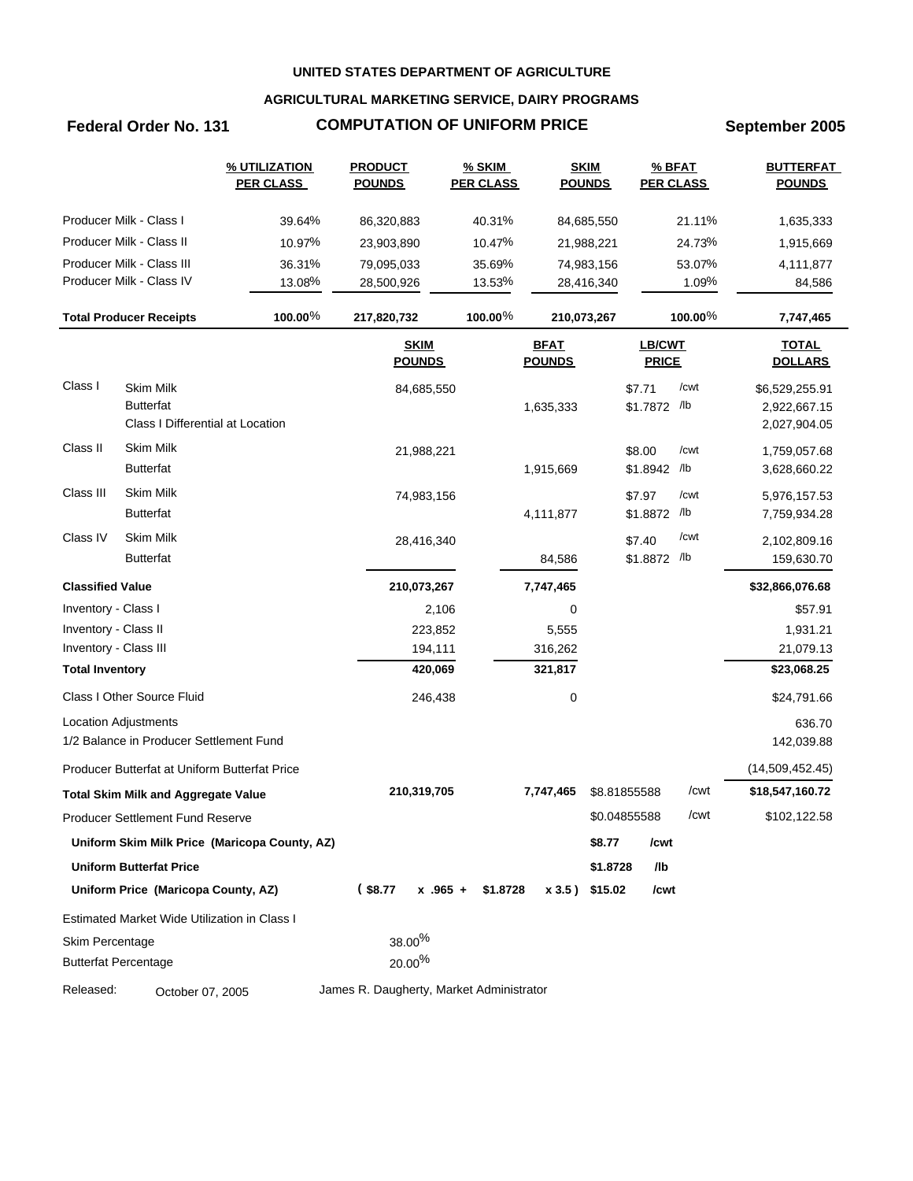**UNITED STATES DEPARTMENT OF AGRICULTURE**

**AGRICULTURAL MARKETING SERVICE, DAIRY PROGRAMS**

**Federal Order No. 131** — **COMPUTATION OF UNIFORM PRICE** — **September 2005**

| | % UTILIZATION PER CLASS | PRODUCT POUNDS | % SKIM PER CLASS | SKIM POUNDS | % BFAT PER CLASS | BUTTERFAT POUNDS |
|---|---|---|---|---|---|---|
| Producer Milk - Class I | 39.64% | 86,320,883 | 40.31% | 84,685,550 | 21.11% | 1,635,333 |
| Producer Milk - Class II | 10.97% | 23,903,890 | 10.47% | 21,988,221 | 24.73% | 1,915,669 |
| Producer Milk - Class III | 36.31% | 79,095,033 | 35.69% | 74,983,156 | 53.07% | 4,111,877 |
| Producer Milk - Class IV | 13.08% | 28,500,926 | 13.53% | 28,416,340 | 1.09% | 84,586 |
| **Total Producer Receipts** | **100.00%** | **217,820,732** | **100.00%** | **210,073,267** | **100.00%** | **7,747,465** |

| | | SKIM POUNDS | BFAT POUNDS | LB/CWT PRICE | | TOTAL DOLLARS |
|---|---|---|---|---|---|---|
| Class I | Skim Milk | 84,685,550 | | $7.71 | /cwt | $6,529,255.91 |
| | Butterfat | | 1,635,333 | $1.7872 | /lb | 2,922,667.15 |
| | Class I Differential at Location | | | | | 2,027,904.05 |
| Class II | Skim Milk | 21,988,221 | | $8.00 | /cwt | 1,759,057.68 |
| | Butterfat | | 1,915,669 | $1.8942 | /lb | 3,628,660.22 |
| Class III | Skim Milk | 74,983,156 | | $7.97 | /cwt | 5,976,157.53 |
| | Butterfat | | 4,111,877 | $1.8872 | /lb | 7,759,934.28 |
| Class IV | Skim Milk | 28,416,340 | | $7.40 | /cwt | 2,102,809.16 |
| | Butterfat | | 84,586 | $1.8872 | /lb | 159,630.70 |
| **Classified Value** | | **210,073,267** | **7,747,465** | | | **$32,866,076.68** |
| Inventory - Class I | | 2,106 | 0 | | | $57.91 |
| Inventory - Class II | | 223,852 | 5,555 | | | 1,931.21 |
| Inventory - Class III | | 194,111 | 316,262 | | | 21,079.13 |
| **Total Inventory** | | **420,069** | **321,817** | | | **$23,068.25** |
| Class I Other Source Fluid | | 246,438 | 0 | | | $24,791.66 |
| Location Adjustments | | | | | | 636.70 |
| 1/2 Balance in Producer Settlement Fund | | | | | | 142,039.88 |
| Producer Butterfat at Uniform Butterfat Price | | | | | | (14,509,452.45) |
| **Total Skim Milk and Aggregate Value** | | **210,319,705** | **7,747,465** | $8.81855588 | /cwt | **$18,547,160.72** |
| Producer Settlement Fund Reserve | | | | $0.04855588 | /cwt | $102,122.58 |
| **Uniform Skim Milk Price (Maricopa County, AZ)** | | | | **$8.77** | **/cwt** | |
| **Uniform Butterfat Price** | | | | **$1.8728** | **/lb** | |
| **Uniform Price (Maricopa County, AZ)** | | **( $8.77 x .965 +** | **$1.8728 x 3.5 )** | **$15.02** | **/cwt** | |

Estimated Market Wide Utilization in Class I

| | |
|---|---|
| Skim Percentage | 38.00% |
| Butterfat Percentage | 20.00% |

Released: October 07, 2005 — James R. Daugherty, Market Administrator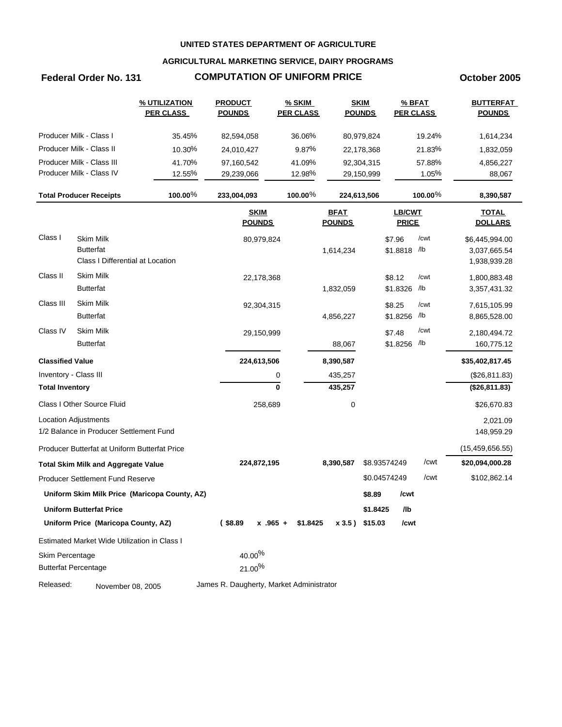**UNITED STATES DEPARTMENT OF AGRICULTURE**

**AGRICULTURAL MARKETING SERVICE, DAIRY PROGRAMS**

**Federal Order No. 131** | **COMPUTATION OF UNIFORM PRICE** | **October 2005**

| | % UTILIZATION PER CLASS | PRODUCT POUNDS | % SKIM PER CLASS | SKIM POUNDS | % BFAT PER CLASS | BUTTERFAT POUNDS |
|---|---|---|---|---|---|---|
| Producer Milk - Class I | 35.45% | 82,594,058 | 36.06% | 80,979,824 | 19.24% | 1,614,234 |
| Producer Milk - Class II | 10.30% | 24,010,427 | 9.87% | 22,178,368 | 21.83% | 1,832,059 |
| Producer Milk - Class III | 41.70% | 97,160,542 | 41.09% | 92,304,315 | 57.88% | 4,856,227 |
| Producer Milk - Class IV | 12.55% | 29,239,066 | 12.98% | 29,150,999 | 1.05% | 88,067 |
| **Total Producer Receipts** | **100.00%** | **233,004,093** | **100.00%** | **224,613,506** | **100.00%** | **8,390,587** |

| | | SKIM POUNDS | BFAT POUNDS | LB/CWT PRICE | | TOTAL DOLLARS |
|---|---|---|---|---|---|---|
| Class I | Skim Milk | 80,979,824 | | $7.96 | /cwt | $6,445,994.00 |
| | Butterfat | | 1,614,234 | $1.8818 | /lb | 3,037,665.54 |
| | Class I Differential at Location | | | | | 1,938,939.28 |
| Class II | Skim Milk | 22,178,368 | | $8.12 | /cwt | 1,800,883.48 |
| | Butterfat | | 1,832,059 | $1.8326 | /lb | 3,357,431.32 |
| Class III | Skim Milk | 92,304,315 | | $8.25 | /cwt | 7,615,105.99 |
| | Butterfat | | 4,856,227 | $1.8256 | /lb | 8,865,528.00 |
| Class IV | Skim Milk | 29,150,999 | | $7.48 | /cwt | 2,180,494.72 |
| | Butterfat | | 88,067 | $1.8256 | /lb | 160,775.12 |
| **Classified Value** | | **224,613,506** | **8,390,587** | | | **$35,402,817.45** |
| Inventory - Class III | | 0 | 435,257 | | | ($26,811.83) |
| **Total Inventory** | | **0** | **435,257** | | | **($26,811.83)** |
| Class I Other Source Fluid | | 258,689 | 0 | | | $26,670.83 |
| Location Adjustments | | | | | | 2,021.09 |
| 1/2 Balance in Producer Settlement Fund | | | | | | 148,959.29 |
| Producer Butterfat at Uniform Butterfat Price | | | | | | (15,459,656.55) |
| **Total Skim Milk and Aggregate Value** | | **224,872,195** | **8,390,587** | $8.93574249 | /cwt | **$20,094,000.28** |
| Producer Settlement Fund Reserve | | | | $0.04574249 | /cwt | $102,862.14 |
| **Uniform Skim Milk Price (Maricopa County, AZ)** | | | | **$8.89** | **/cwt** | |
| **Uniform Butterfat Price** | | | | **$1.8425** | **/lb** | |
| **Uniform Price (Maricopa County, AZ)** | | **( $8.89 x .965 +** | **$1.8425 x 3.5 )** | **$15.03** | **/cwt** | |

Estimated Market Wide Utilization in Class I

| | |
|---|---|
| Skim Percentage | 40.00% |
| Butterfat Percentage | 21.00% |

Released: November 08, 2005 — James R. Daugherty, Market Administrator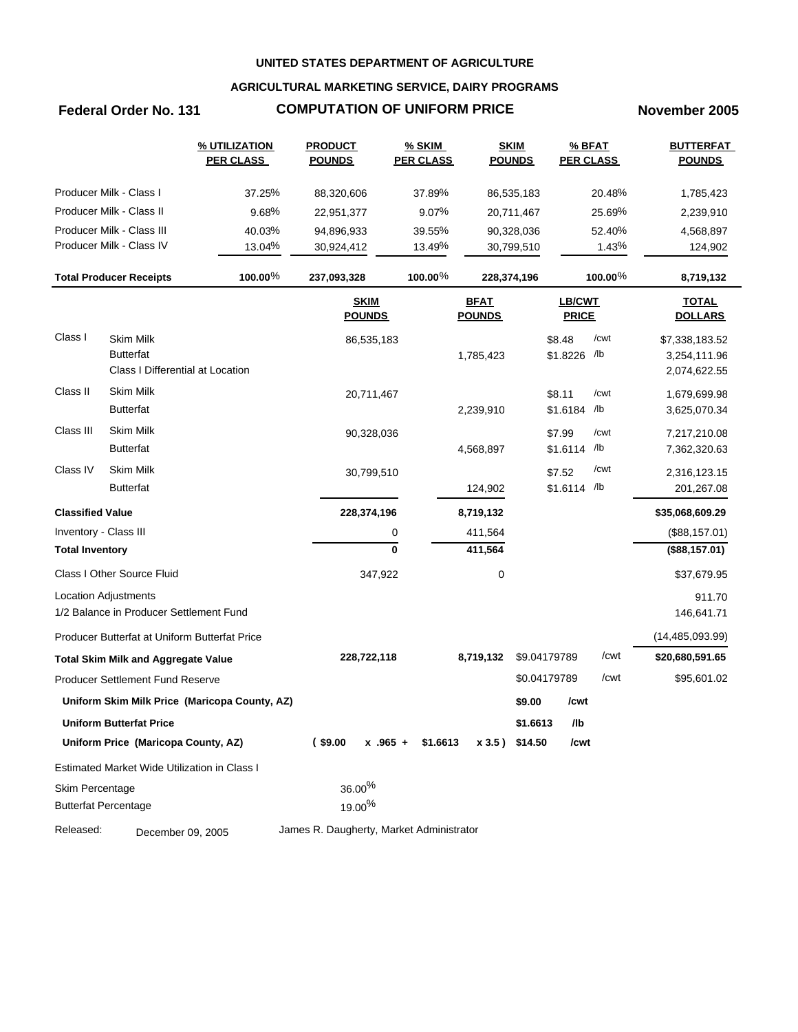**UNITED STATES DEPARTMENT OF AGRICULTURE**

**AGRICULTURAL MARKETING SERVICE, DAIRY PROGRAMS**

**Federal Order No. 131** | **COMPUTATION OF UNIFORM PRICE** | **November 2005**

| | % UTILIZATION PER CLASS | PRODUCT POUNDS | % SKIM PER CLASS | SKIM POUNDS | % BFAT PER CLASS | BUTTERFAT POUNDS |
|---|---|---|---|---|---|---|
| Producer Milk - Class I | 37.25% | 88,320,606 | 37.89% | 86,535,183 | 20.48% | 1,785,423 |
| Producer Milk - Class II | 9.68% | 22,951,377 | 9.07% | 20,711,467 | 25.69% | 2,239,910 |
| Producer Milk - Class III | 40.03% | 94,896,933 | 39.55% | 90,328,036 | 52.40% | 4,568,897 |
| Producer Milk - Class IV | 13.04% | 30,924,412 | 13.49% | 30,799,510 | 1.43% | 124,902 |
| **Total Producer Receipts** | **100.00%** | **237,093,328** | **100.00%** | **228,374,196** | **100.00%** | **8,719,132** |

| | | SKIM POUNDS | BFAT POUNDS | LB/CWT PRICE | TOTAL DOLLARS |
|---|---|---|---|---|---|
| Class I | Skim Milk | 86,535,183 | | $8.48 /cwt | $7,338,183.52 |
| | Butterfat | | 1,785,423 | $1.8226 /lb | 3,254,111.96 |
| | Class I Differential at Location | | | | 2,074,622.55 |
| Class II | Skim Milk | 20,711,467 | | $8.11 /cwt | 1,679,699.98 |
| | Butterfat | | 2,239,910 | $1.6184 /lb | 3,625,070.34 |
| Class III | Skim Milk | 90,328,036 | | $7.99 /cwt | 7,217,210.08 |
| | Butterfat | | 4,568,897 | $1.6114 /lb | 7,362,320.63 |
| Class IV | Skim Milk | 30,799,510 | | $7.52 /cwt | 2,316,123.15 |
| | Butterfat | | 124,902 | $1.6114 /lb | 201,267.08 |
| **Classified Value** | | **228,374,196** | **8,719,132** | | **$35,068,609.29** |
| Inventory - Class III | | 0 | 411,564 | | ($88,157.01) |
| **Total Inventory** | | **0** | **411,564** | | **($88,157.01)** |
| Class I Other Source Fluid | | 347,922 | 0 | | $37,679.95 |
| Location Adjustments | | | | | 911.70 |
| 1/2 Balance in Producer Settlement Fund | | | | | 146,641.71 |
| Producer Butterfat at Uniform Butterfat Price | | | | | (14,485,093.99) |
| **Total Skim Milk and Aggregate Value** | | **228,722,118** | **8,719,132** | $9.04179789 /cwt | **$20,680,591.65** |
| Producer Settlement Fund Reserve | | | | $0.04179789 /cwt | $95,601.02 |
| **Uniform Skim Milk Price (Maricopa County, AZ)** | | | | **$9.00 /cwt** | |
| **Uniform Butterfat Price** | | | | **$1.6613 /lb** | |
| **Uniform Price (Maricopa County, AZ)** | | **( $9.00 x .965 +** | **$1.6613 x 3.5 )** | **$14.50 /cwt** | |

Estimated Market Wide Utilization in Class I

| | |
|---|---|
| Skim Percentage | 36.00% |
| Butterfat Percentage | 19.00% |

Released: December 09, 2005 — James R. Daugherty, Market Administrator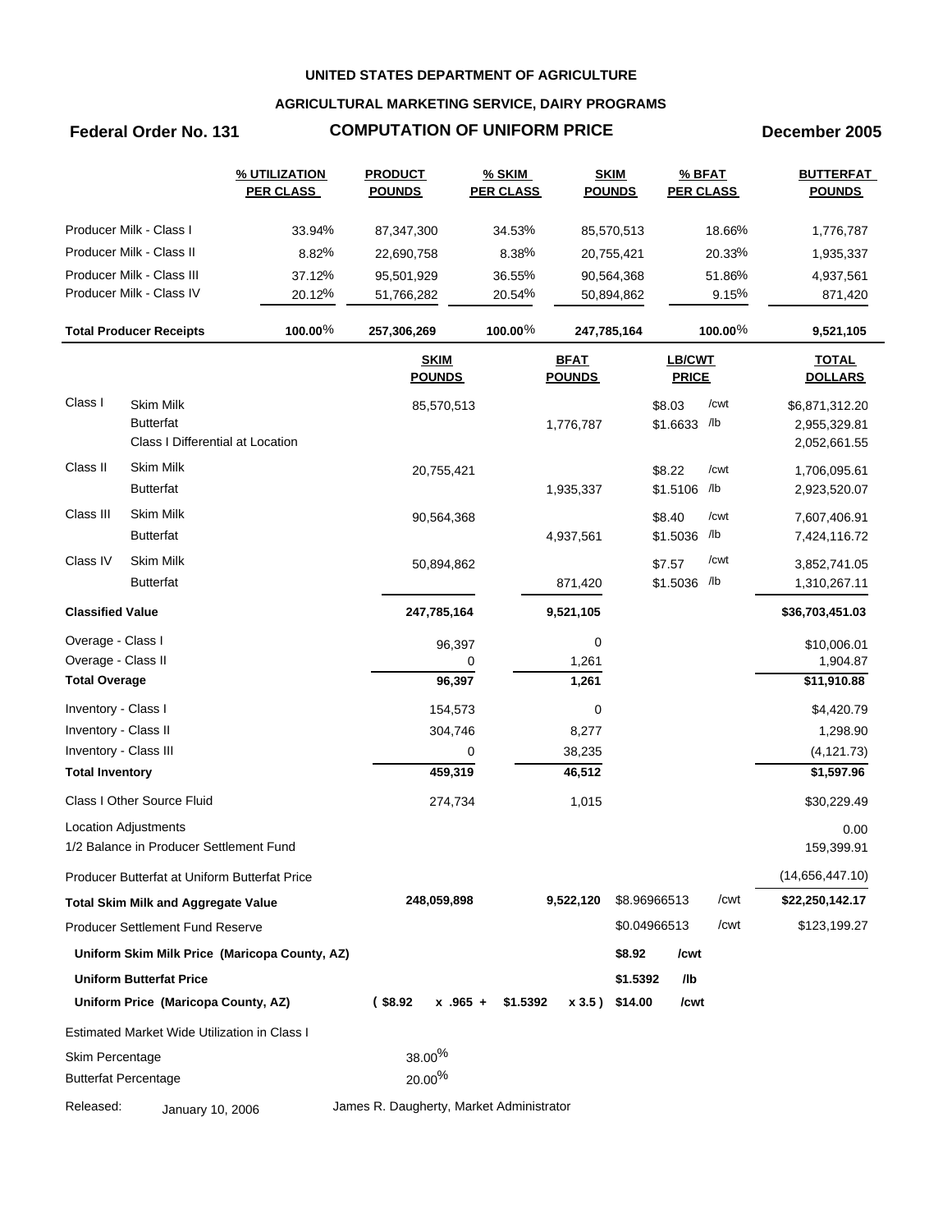**UNITED STATES DEPARTMENT OF AGRICULTURE**

**AGRICULTURAL MARKETING SERVICE, DAIRY PROGRAMS**

**Federal Order No. 131** **COMPUTATION OF UNIFORM PRICE** **December 2005**

| | % UTILIZATION PER CLASS | PRODUCT POUNDS | % SKIM PER CLASS | SKIM POUNDS | % BFAT PER CLASS | BUTTERFAT POUNDS |
|---|---|---|---|---|---|---|
| Producer Milk - Class I | 33.94% | 87,347,300 | 34.53% | 85,570,513 | 18.66% | 1,776,787 |
| Producer Milk - Class II | 8.82% | 22,690,758 | 8.38% | 20,755,421 | 20.33% | 1,935,337 |
| Producer Milk - Class III | 37.12% | 95,501,929 | 36.55% | 90,564,368 | 51.86% | 4,937,561 |
| Producer Milk - Class IV | 20.12% | 51,766,282 | 20.54% | 50,894,862 | 9.15% | 871,420 |
| **Total Producer Receipts** | **100.00%** | **257,306,269** | **100.00%** | **247,785,164** | **100.00%** | **9,521,105** |

| | | SKIM POUNDS | BFAT POUNDS | LB/CWT PRICE | TOTAL DOLLARS |
|---|---|---|---|---|---|
| Class I | Skim Milk | 85,570,513 | | $8.03 /cwt | $6,871,312.20 |
| | Butterfat | | 1,776,787 | $1.6633 /lb | 2,955,329.81 |
| | Class I Differential at Location | | | | 2,052,661.55 |
| Class II | Skim Milk | 20,755,421 | | $8.22 /cwt | 1,706,095.61 |
| | Butterfat | | 1,935,337 | $1.5106 /lb | 2,923,520.07 |
| Class III | Skim Milk | 90,564,368 | | $8.40 /cwt | 7,607,406.91 |
| | Butterfat | | 4,937,561 | $1.5036 /lb | 7,424,116.72 |
| Class IV | Skim Milk | 50,894,862 | | $7.57 /cwt | 3,852,741.05 |
| | Butterfat | | 871,420 | $1.5036 /lb | 1,310,267.11 |
| **Classified Value** | | **247,785,164** | **9,521,105** | | **$36,703,451.03** |
| Overage - Class I | | 96,397 | 0 | | $10,006.01 |
| Overage - Class II | | 0 | 1,261 | | 1,904.87 |
| **Total Overage** | | **96,397** | **1,261** | | **$11,910.88** |
| Inventory - Class I | | 154,573 | 0 | | $4,420.79 |
| Inventory - Class II | | 304,746 | 8,277 | | 1,298.90 |
| Inventory - Class III | | 0 | 38,235 | | (4,121.73) |
| **Total Inventory** | | **459,319** | **46,512** | | **$1,597.96** |
| Class I Other Source Fluid | | 274,734 | 1,015 | | $30,229.49 |
| Location Adjustments | | | | | 0.00 |
| 1/2 Balance in Producer Settlement Fund | | | | | 159,399.91 |
| Producer Butterfat at Uniform Butterfat Price | | | | | (14,656,447.10) |
| **Total Skim Milk and Aggregate Value** | | **248,059,898** | **9,522,120** | $8.96966513 /cwt | **$22,250,142.17** |
| Producer Settlement Fund Reserve | | | | $0.04966513 /cwt | $123,199.27 |
| **Uniform Skim Milk Price (Maricopa County, AZ)** | | | | **$8.92 /cwt** | |
| **Uniform Butterfat Price** | | | | **$1.5392 /lb** | |
| **Uniform Price (Maricopa County, AZ)** | | **( $8.92 x .965 +** | **$1.5392 x 3.5 )** | **$14.00 /cwt** | |

Estimated Market Wide Utilization in Class I

| | |
|---|---|
| Skim Percentage | 38.00% |
| Butterfat Percentage | 20.00% |

Released: January 10, 2006 James R. Daugherty, Market Administrator